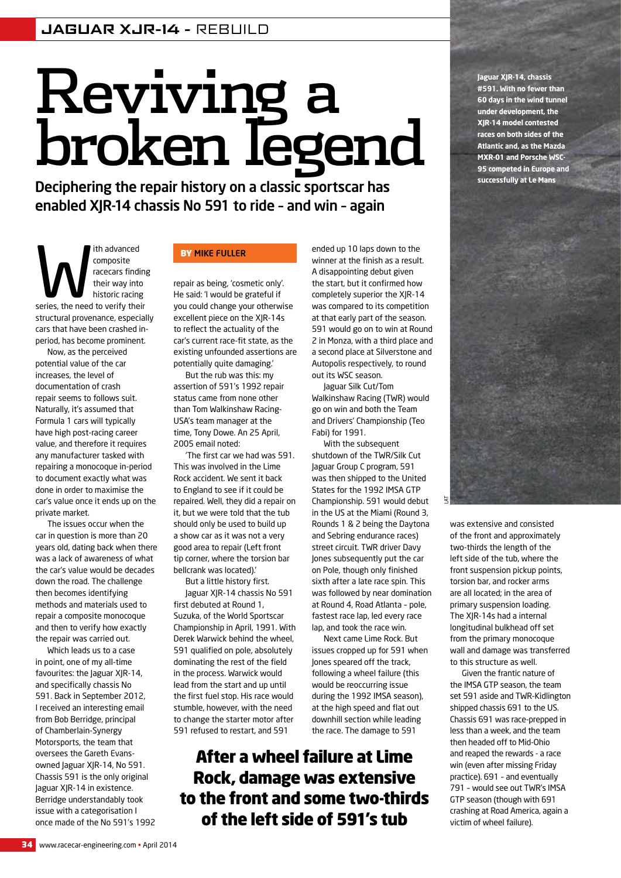# Reviving a broken legend

**Deciphering the repair history on a classic sportscar has enabled XJR-14 chassis No 591 to ride – and win – again**

**BY MIKE FULLER**

With advanced composite racecars finding their way into historic racing series, the need to verify their structural provenance, especially cars that have been crashed in-period, has become prominent.

Now, as the perceived potential value of the car increases, the level of documentation of crash repair seems to follows suit. Naturally, it's assumed that Formula 1 cars will typically have high post-racing career value, and therefore it requires any manufacturer tasked with repairing a monocoque in-period to document exactly what was done in order to maximise the car's value once it ends up on the private market.

The issues occur when the car in question is more than 20 years old, dating back when there was a lack of awareness of what the car's value would be decades down the road. The challenge then becomes identifying methods and materials used to repair a composite monocoque and then to verify how exactly the repair was carried out.

Which leads us to a case in point, one of my all-time favourites: the Jaguar XJR-14, and specifically chassis No 591. Back in September 2012, I received an interesting email from Bob Berridge, principal of Chamberlain-Synergy Motorsports, the team that oversees the Gareth Evans-owned Jaguar XJR-14, No 591. Chassis 591 is the only original Jaguar XJR-14 in existence. Berridge understandably took issue with a categorisation I once made of the No 591's 1992 repair as being, 'cosmetic only'. He said: 'I would be grateful if you could change your otherwise excellent piece on the XJR-14s to reflect the actuality of the car's current race-fit state, as the existing unfounded assertions are potentially quite damaging.'

But the rub was this: my assertion of 591's 1992 repair status came from none other than Tom Walkinshaw Racing-USA's team manager at the time, Tony Dowe. An 25 April, 2005 email noted:

'The first car we had was 591. This was involved in the Lime Rock accident. We sent it back to England to see if it could be repaired. Well, they did a repair on it, but we were told that the tub should only be used to build up a show car as it was not a very good area to repair (Left front tip corner, where the torsion bar bellcrank was located).'

But a little history first.

Jaguar XJR-14 chassis No 591 first debuted at Round 1, Suzuka, of the World Sportscar Championship in April, 1991. With Derek Warwick behind the wheel, 591 qualified on pole, absolutely dominating the rest of the field in the process. Warwick would lead from the start and up until the first fuel stop. His race would stumble, however, with the need to change the starter motor after 591 refused to restart, and 591 ended up 10 laps down to the winner at the finish as a result. A disappointing debut given the start, but it confirmed how completely superior the XJR-14 was compared to its competition at that early part of the season. 591 would go on to win at Round 2 in Monza, with a third place and a second place at Silverstone and Autopolis respectively, to round out its WSC season.

Jaguar Silk Cut/Tom Walkinshaw Racing (TWR) would go on win and both the Team and Drivers' Championship (Teo Fabi) for 1991.

With the subsequent shutdown of the TWR/Silk Cut Jaguar Group C program, 591 was then shipped to the United States for the 1992 IMSA GTP Championship. 591 would debut in the US at the Miami (Round 3, Rounds 1 & 2 being the Daytona and Sebring endurance races) street circuit. TWR driver Davy Jones subsequently put the car on Pole, though only finished sixth after a late race spin. This was followed by near domination at Round 4, Road Atlanta – pole, fastest race lap, led every race lap, and took the race win.

Next came Lime Rock. But issues cropped up for 591 when Jones speared off the track, following a wheel failure (this would be reoccurring issue during the 1992 IMSA season), at the high speed and flat out downhill section while leading the race. The damage to 591 was extensive and consisted of the front and approximately two-thirds the length of the left side of the tub, where the front suspension pickup points, torsion bar, and rocker arms are all located; in the area of primary suspension loading. The XJR-14s had a internal longitudinal bulkhead off set from the primary monocoque wall and damage was transferred to this structure as well.

**After a wheel failure at Lime Rock, damage was extensive to the front and some two-thirds of the left side of 591's tub**

Given the frantic nature of the IMSA GTP season, the team set 591 aside and TWR-Kidlington shipped chassis 691 to the US. Chassis 691 was race-prepped in less than a week, and the team then headed off to Mid-Ohio and reaped the rewards – a race win (even after missing Friday practice). 691 – and eventually 791 – would see out TWR's IMSA GTP season (though with 691 crashing at Road America, again a victim of wheel failure).

**Jaguar XJR-14, chassis #591. With no fewer than 60 days in the wind tunnel under development, the XJR-14 model contested races on both sides of the Atlantic and, as the Mazda MXR-01 and Porsche WSC-95 competed in Europe and successfully at Le Mans**

LAT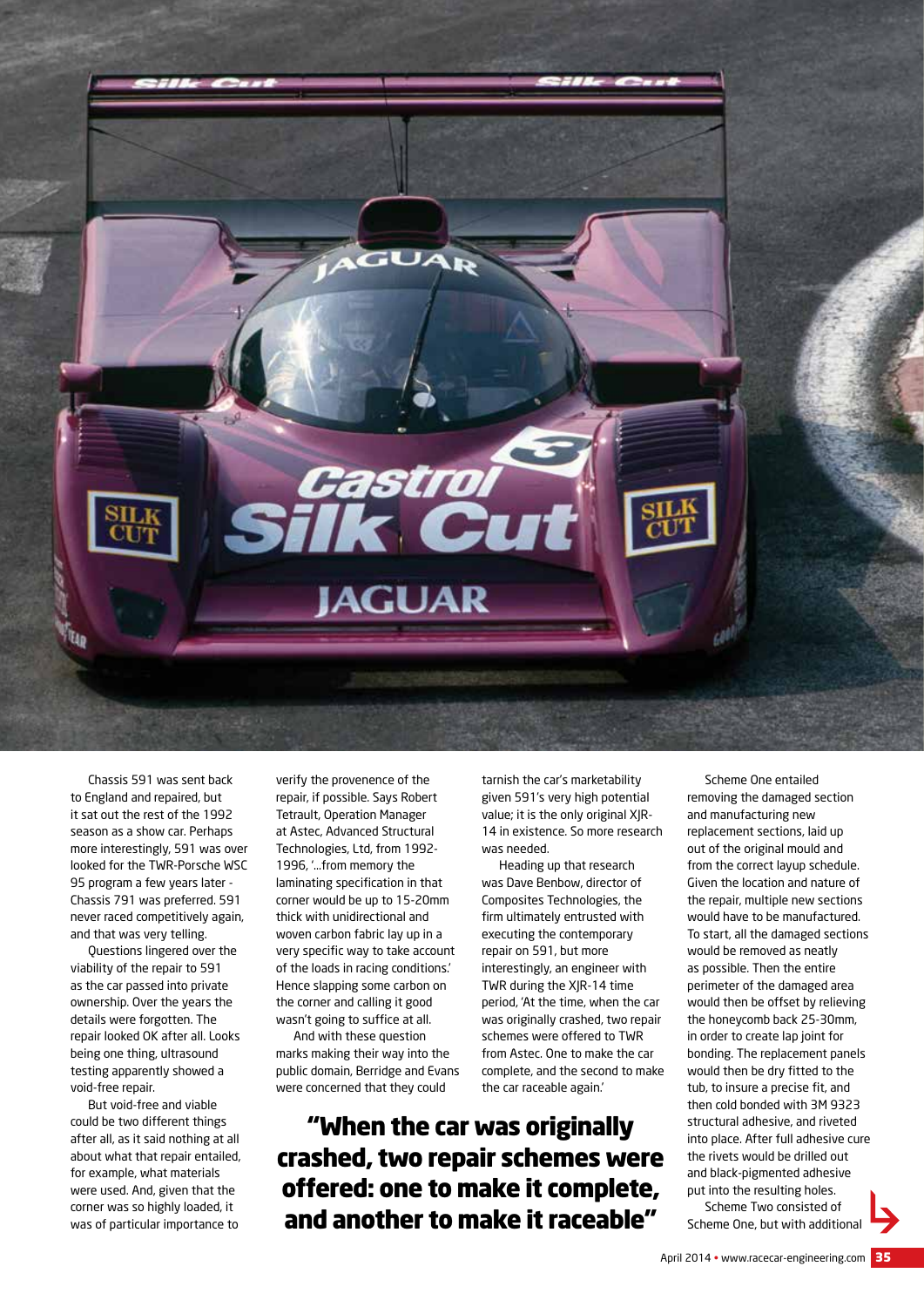Chassis 591 was sent back to England and repaired, but it sat out the rest of the 1992 season as a show car. Perhaps more interestingly, 591 was over looked for the TWR-Porsche WSC 95 program a few years later - Chassis 791 was preferred. 591 never raced competitively again, and that was very telling.

Questions lingered over the viability of the repair to 591 as the car passed into private ownership. Over the years the details were forgotten. The repair looked OK after all. Looks being one thing, ultrasound testing apparently showed a void-free repair.

But void-free and viable could be two different things after all, as it said nothing at all about what that repair entailed, for example, what materials were used. And, given that the corner was so highly loaded, it was of particular importance to verify the provenence of the repair, if possible. Says Robert Tetrault, Operation Manager at Astec, Advanced Structural Technologies, Ltd, from 1992-1996, '…from memory the laminating specification in that corner would be up to 15-20mm thick with unidirectional and woven carbon fabric lay up in a very specific way to take account of the loads in racing conditions.' Hence slapping some carbon on the corner and calling it good wasn't going to suffice at all.

And with these question marks making their way into the public domain, Berridge and Evans were concerned that they could tarnish the car's marketability given 591's very high potential value; it is the only original XJR-14 in existence. So more research was needed.

Heading up that research was Dave Benbow, director of Composites Technologies, the firm ultimately entrusted with executing the contemporary repair on 591, but more interestingly, an engineer with TWR during the XJR-14 time period, 'At the time, when the car was originally crashed, two repair schemes were offered to TWR from Astec. One to make the car complete, and the second to make the car raceable again.'

**"When the car was originally crashed, two repair schemes were offered: one to make it complete, and another to make it raceable"**

Scheme One entailed removing the damaged section and manufacturing new replacement sections, laid up out of the original mould and from the correct layup schedule. Given the location and nature of the repair, multiple new sections would have to be manufactured. To start, all the damaged sections would be removed as neatly as possible. Then the entire perimeter of the damaged area would then be offset by relieving the honeycomb back 25-30mm, in order to create lap joint for bonding. The replacement panels would then be dry fitted to the tub, to insure a precise fit, and then cold bonded with 3M 9323 structural adhesive, and riveted into place. After full adhesive cure the rivets would be drilled out and black-pigmented adhesive put into the resulting holes.

Scheme Two consisted of Scheme One, but with additional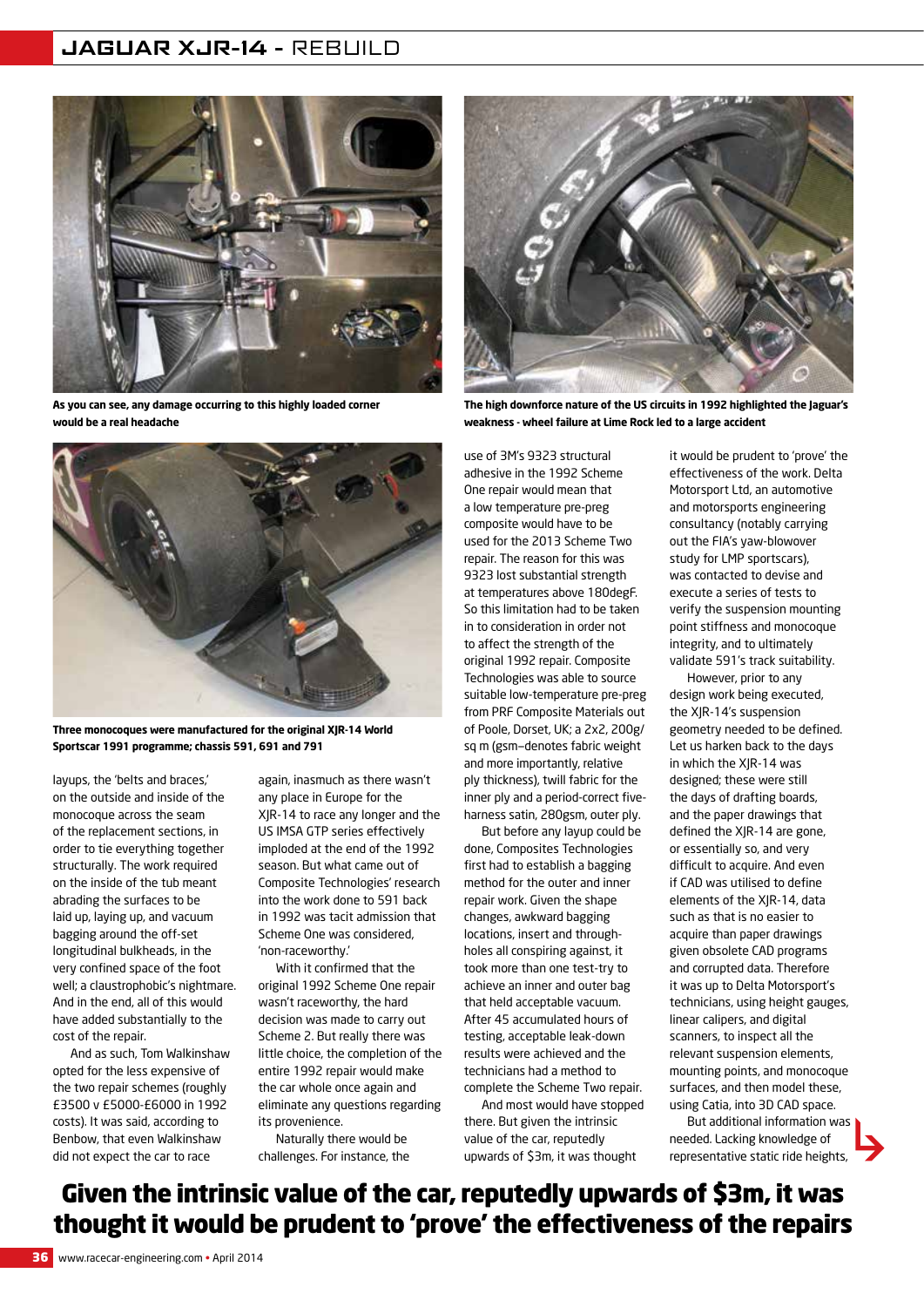As you can see, any damage occurring to this highly loaded corner would be a real headache

The high downforce nature of the US circuits in 1992 highlighted the Jaguar's weakness - wheel failure at Lime Rock led to a large accident

Three monocoques were manufactured for the original XJR-14 World Sportscar 1991 programme; chassis 591, 691 and 791

layups, the 'belts and braces,' on the outside and inside of the monocoque across the seam of the replacement sections, in order to tie everything together structurally. The work required on the inside of the tub meant abrading the surfaces to be laid up, laying up, and vacuum bagging around the off-set longitudinal bulkheads, in the very confined space of the foot well; a claustrophobic's nightmare. And in the end, all of this would have added substantially to the cost of the repair.

And as such, Tom Walkinshaw opted for the less expensive of the two repair schemes (roughly £3500 v £5000-£6000 in 1992 costs). It was said, according to Benbow, that even Walkinshaw did not expect the car to race again, inasmuch as there wasn't any place in Europe for the XJR-14 to race any longer and the US IMSA GTP series effectively imploded at the end of the 1992 season. But what came out of Composite Technologies' research into the work done to 591 back in 1992 was tacit admission that Scheme One was considered, 'non-raceworthy.'

With it confirmed that the original 1992 Scheme One repair wasn't raceworthy, the hard decision was made to carry out Scheme 2. But really there was little choice, the completion of the entire 1992 repair would make the car whole once again and eliminate any questions regarding its provenience.

Naturally there would be challenges. For instance, the use of 3M's 9323 structural adhesive in the 1992 Scheme One repair would mean that a low temperature pre-preg composite would have to be used for the 2013 Scheme Two repair. The reason for this was 9323 lost substantial strength at temperatures above 180degF. So this limitation had to be taken in to consideration in order not to affect the strength of the original 1992 repair. Composite Technologies was able to source suitable low-temperature pre-preg from PRF Composite Materials out of Poole, Dorset, UK; a 2x2, 200g/sq m (gsm–denotes fabric weight and more importantly, relative ply thickness), twill fabric for the inner ply and a period-correct five-harness satin, 280gsm, outer ply.

But before any layup could be done, Composites Technologies first had to establish a bagging method for the outer and inner repair work. Given the shape changes, awkward bagging locations, insert and through-holes all conspiring against, it took more than one test-try to achieve an inner and outer bag that held acceptable vacuum. After 45 accumulated hours of testing, acceptable leak-down results were achieved and the technicians had a method to complete the Scheme Two repair.

And most would have stopped there. But given the intrinsic value of the car, reputedly upwards of \$3m, it was thought it would be prudent to 'prove' the effectiveness of the work. Delta Motorsport Ltd, an automotive and motorsports engineering consultancy (notably carrying out the FIA's yaw-blowover study for LMP sportscars), was contacted to devise and execute a series of tests to verify the suspension mounting point stiffness and monocoque integrity, and to ultimately validate 591's track suitability.

However, prior to any design work being executed, the XJR-14's suspension geometry needed to be defined. Let us harken back to the days in which the XJR-14 was designed; these were still the days of drafting boards, and the paper drawings that defined the XJR-14 are gone, or essentially so, and very difficult to acquire. And even if CAD was utilised to define elements of the XJR-14, data such as that is no easier to acquire than paper drawings given obsolete CAD programs and corrupted data. Therefore it was up to Delta Motorsport's technicians, using height gauges, linear calipers, and digital scanners, to inspect all the relevant suspension elements, mounting points, and monocoque surfaces, and then model these, using Catia, into 3D CAD space.

But additional information was needed. Lacking knowledge of representative static ride heights,

**Given the intrinsic value of the car, reputedly upwards of \$3m, it was thought it would be prudent to 'prove' the effectiveness of the repairs**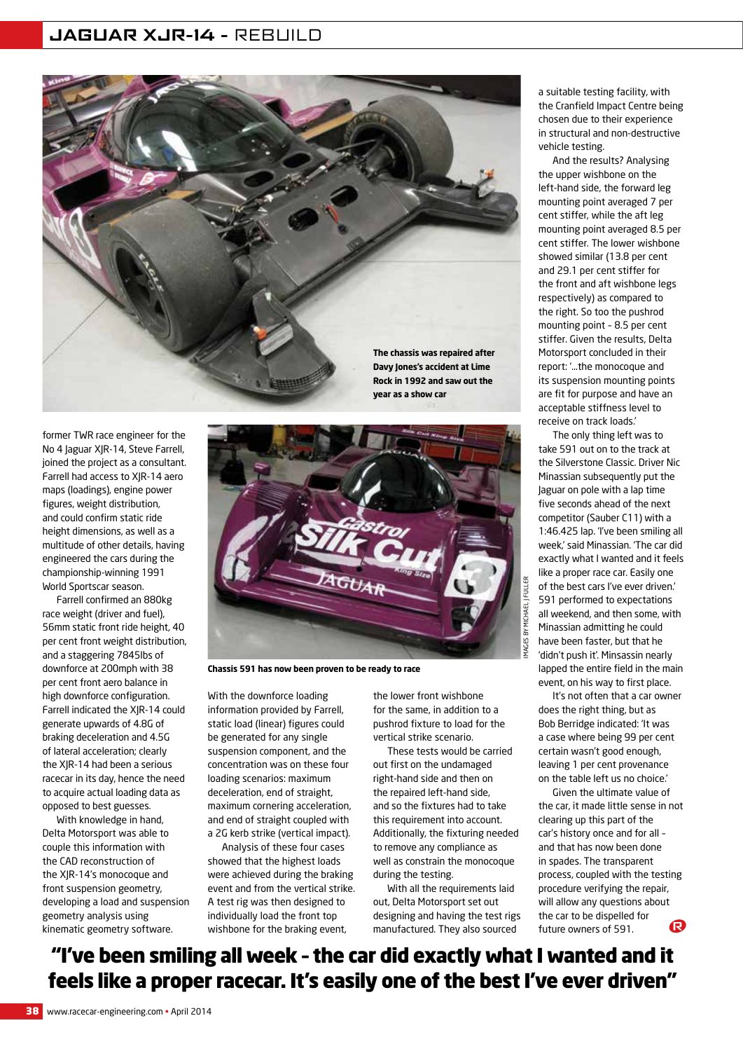The chassis was repaired after Davy Jones's accident at Lime Rock in 1992 and saw out the year as a show car

former TWR race engineer for the No 4 Jaguar XJR-14, Steve Farrell, joined the project as a consultant. Farrell had access to XJR-14 aero maps (loadings), engine power figures, weight distribution, and could confirm static ride height dimensions, as well as a multitude of other details, having engineered the cars during the championship-winning 1991 World Sportscar season.

Farrell confirmed an 880kg race weight (driver and fuel), 56mm static front ride height, 40 per cent front weight distribution, and a staggering 7845lbs of downforce at 200mph with 38 per cent front aero balance in high downforce configuration. Farrell indicated the XJR-14 could generate upwards of 4.8G of braking deceleration and 4.5G of lateral acceleration; clearly the XJR-14 had been a serious racecar in its day, hence the need to acquire actual loading data as opposed to best guesses.

With knowledge in hand, Delta Motorsport was able to couple this information with the CAD reconstruction of the XJR-14's monocoque and front suspension geometry, developing a load and suspension geometry analysis using kinematic geometry software.

Chassis 591 has now been proven to be ready to race

With the downforce loading information provided by Farrell, static load (linear) figures could be generated for any single suspension component, and the concentration was on these four loading scenarios: maximum deceleration, end of straight, maximum cornering acceleration, and end of straight coupled with a 2G kerb strike (vertical impact).

Analysis of these four cases showed that the highest loads were achieved during the braking event and from the vertical strike. A test rig was then designed to individually load the front top wishbone for the braking event, the lower front wishbone for the same, in addition to a pushrod fixture to load for the vertical strike scenario.

These tests would be carried out first on the undamaged right-hand side and then on the repaired left-hand side, and so the fixtures had to take this requirement into account. Additionally, the fixturing needed to remove any compliance as well as constrain the monocoque during the testing.

With all the requirements laid out, Delta Motorsport set out designing and having the test rigs manufactured. They also sourced a suitable testing facility, with the Cranfield Impact Centre being chosen due to their experience in structural and non-destructive vehicle testing.

And the results? Analysing the upper wishbone on the left-hand side, the forward leg mounting point averaged 7 per cent stiffer, while the aft leg mounting point averaged 8.5 per cent stiffer. The lower wishbone showed similar (13.8 per cent and 29.1 per cent stiffer for the front and aft wishbone legs respectively) as compared to the right. So too the pushrod mounting point – 8.5 per cent stiffer. Given the results, Delta Motorsport concluded in their report: '…the monocoque and its suspension mounting points are fit for purpose and have an acceptable stiffness level to receive on track loads.'

The only thing left was to take 591 out on to the track at the Silverstone Classic. Driver Nic Minassian subsequently put the Jaguar on pole with a lap time five seconds ahead of the next competitor (Sauber C11) with a 1:46.425 lap. 'I've been smiling all week,' said Minassian. 'The car did exactly what I wanted and it feels like a proper race car. Easily one of the best cars I've ever driven.' 591 performed to expectations all weekend, and then some, with Minassian admitting he could have been faster, but that he 'didn't push it'. Minassin nearly lapped the entire field in the main event, on his way to first place.

It's not often that a car owner does the right thing, but as Bob Berridge indicated: 'It was a case where being 99 per cent certain wasn't good enough, leaving 1 per cent provenance on the table left us no choice.'

Given the ultimate value of the car, it made little sense in not clearing up this part of the car's history once and for all – and that has now been done in spades. The transparent process, coupled with the testing procedure verifying the repair, will allow any questions about the car to be dispelled for future owners of 591.

**"I've been smiling all week – the car did exactly what I wanted and it feels like a proper racecar. It's easily one of the best I've ever driven"**